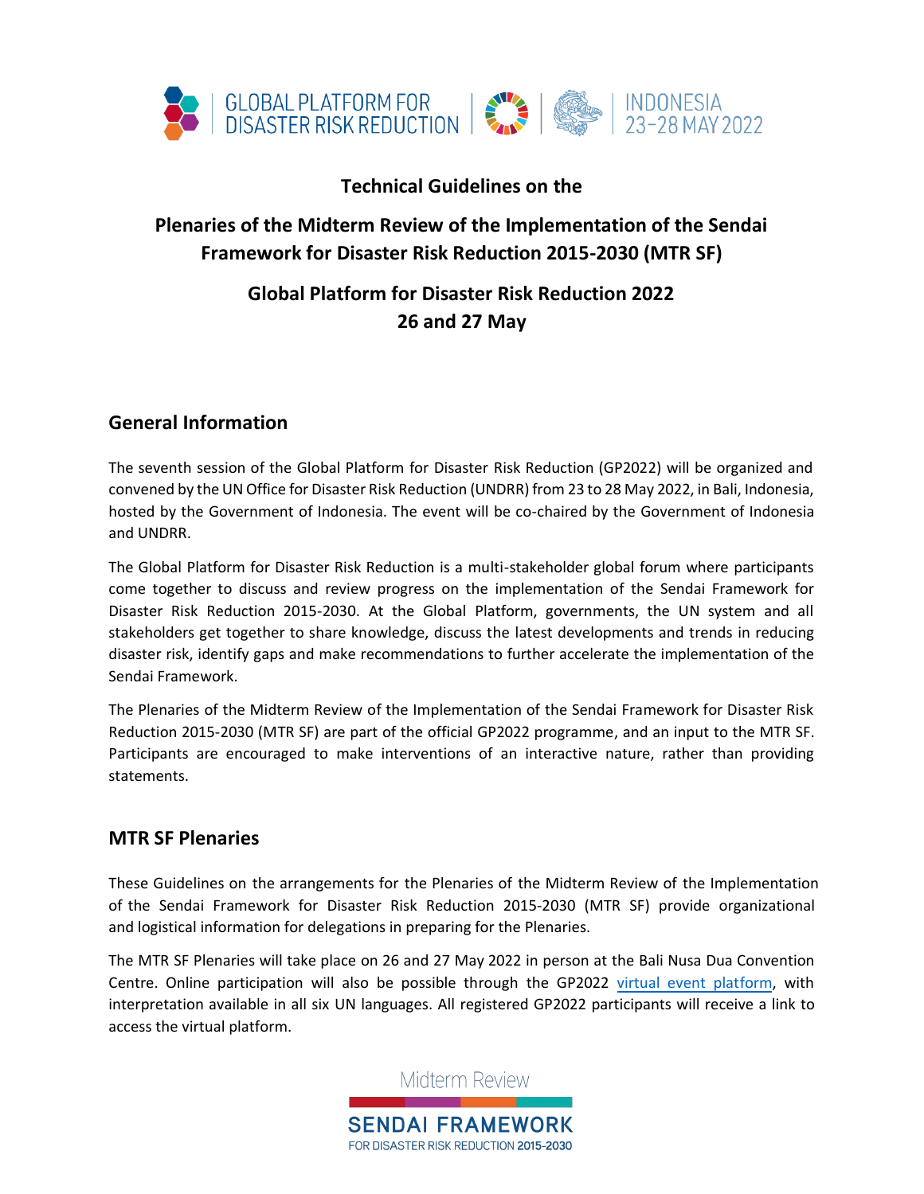GLOBAL PLATFORM FOR DISASTER RISK REDUCTION | INDONESIA 23–28 MAY 2022

# Technical Guidelines on the

# Plenaries of the Midterm Review of the Implementation of the Sendai Framework for Disaster Risk Reduction 2015-2030 (MTR SF)

# Global Platform for Disaster Risk Reduction 2022
# 26 and 27 May

## General Information

The seventh session of the Global Platform for Disaster Risk Reduction (GP2022) will be organized and convened by the UN Office for Disaster Risk Reduction (UNDRR) from 23 to 28 May 2022, in Bali, Indonesia, hosted by the Government of Indonesia. The event will be co-chaired by the Government of Indonesia and UNDRR.

The Global Platform for Disaster Risk Reduction is a multi-stakeholder global forum where participants come together to discuss and review progress on the implementation of the Sendai Framework for Disaster Risk Reduction 2015-2030. At the Global Platform, governments, the UN system and all stakeholders get together to share knowledge, discuss the latest developments and trends in reducing disaster risk, identify gaps and make recommendations to further accelerate the implementation of the Sendai Framework.

The Plenaries of the Midterm Review of the Implementation of the Sendai Framework for Disaster Risk Reduction 2015-2030 (MTR SF) are part of the official GP2022 programme, and an input to the MTR SF. Participants are encouraged to make interventions of an interactive nature, rather than providing statements.

## MTR SF Plenaries

These Guidelines on the arrangements for the Plenaries of the Midterm Review of the Implementation of the Sendai Framework for Disaster Risk Reduction 2015-2030 (MTR SF) provide organizational and logistical information for delegations in preparing for the Plenaries.

The MTR SF Plenaries will take place on 26 and 27 May 2022 in person at the Bali Nusa Dua Convention Centre. Online participation will also be possible through the GP2022 virtual event platform, with interpretation available in all six UN languages. All registered GP2022 participants will receive a link to access the virtual platform.

Midterm Review SENDAI FRAMEWORK FOR DISASTER RISK REDUCTION 2015-2030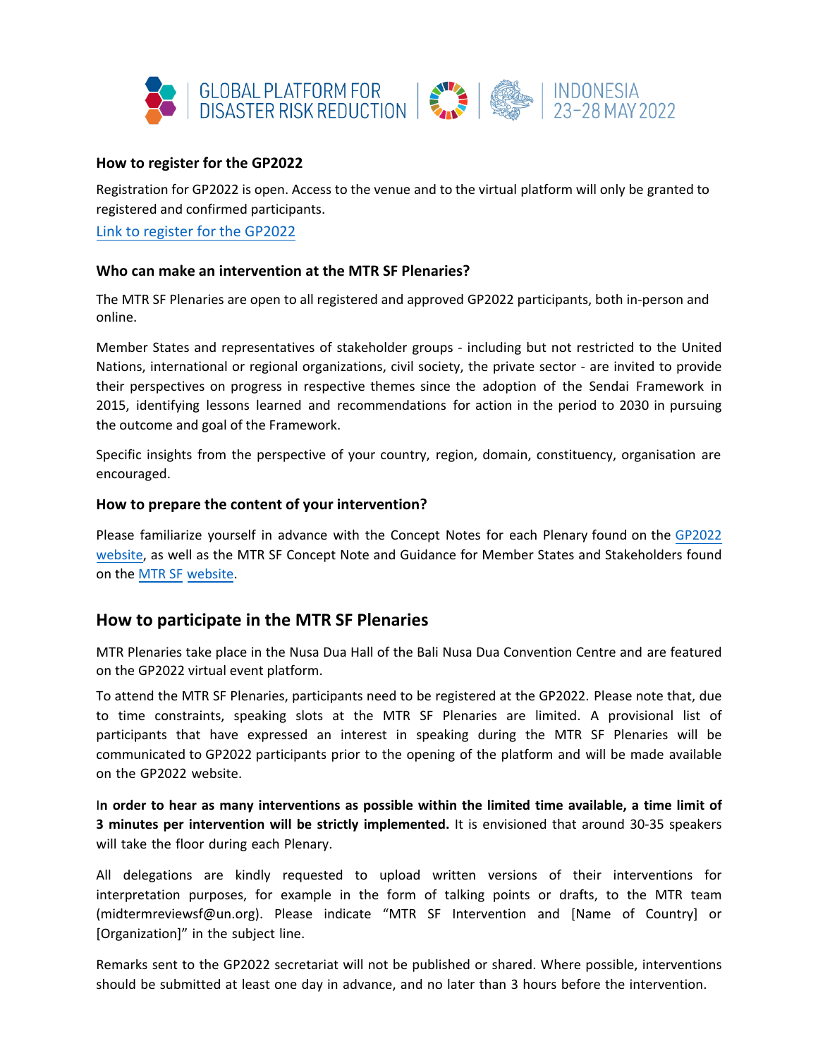### How to register for the GP2022

Registration for GP2022 is open. Access to the venue and to the virtual platform will only be granted to registered and confirmed participants.

Link to register for the GP2022

### Who can make an intervention at the MTR SF Plenaries?

The MTR SF Plenaries are open to all registered and approved GP2022 participants, both in-person and online.

Member States and representatives of stakeholder groups - including but not restricted to the United Nations, international or regional organizations, civil society, the private sector - are invited to provide their perspectives on progress in respective themes since the adoption of the Sendai Framework in 2015, identifying lessons learned and recommendations for action in the period to 2030 in pursuing the outcome and goal of the Framework.

Specific insights from the perspective of your country, region, domain, constituency, organisation are encouraged.

### How to prepare the content of your intervention?

Please familiarize yourself in advance with the Concept Notes for each Plenary found on the GP2022 website, as well as the MTR SF Concept Note and Guidance for Member States and Stakeholders found on the MTR SF website.

## How to participate in the MTR SF Plenaries

MTR Plenaries take place in the Nusa Dua Hall of the Bali Nusa Dua Convention Centre and are featured on the GP2022 virtual event platform.

To attend the MTR SF Plenaries, participants need to be registered at the GP2022. Please note that, due to time constraints, speaking slots at the MTR SF Plenaries are limited. A provisional list of participants that have expressed an interest in speaking during the MTR SF Plenaries will be communicated to GP2022 participants prior to the opening of the platform and will be made available on the GP2022 website.

**In order to hear as many interventions as possible within the limited time available, a time limit of 3 minutes per intervention will be strictly implemented.** It is envisioned that around 30-35 speakers will take the floor during each Plenary.

All delegations are kindly requested to upload written versions of their interventions for interpretation purposes, for example in the form of talking points or drafts, to the MTR team (midtermreviewsf@un.org). Please indicate "MTR SF Intervention and [Name of Country] or [Organization]" in the subject line.

Remarks sent to the GP2022 secretariat will not be published or shared. Where possible, interventions should be submitted at least one day in advance, and no later than 3 hours before the intervention.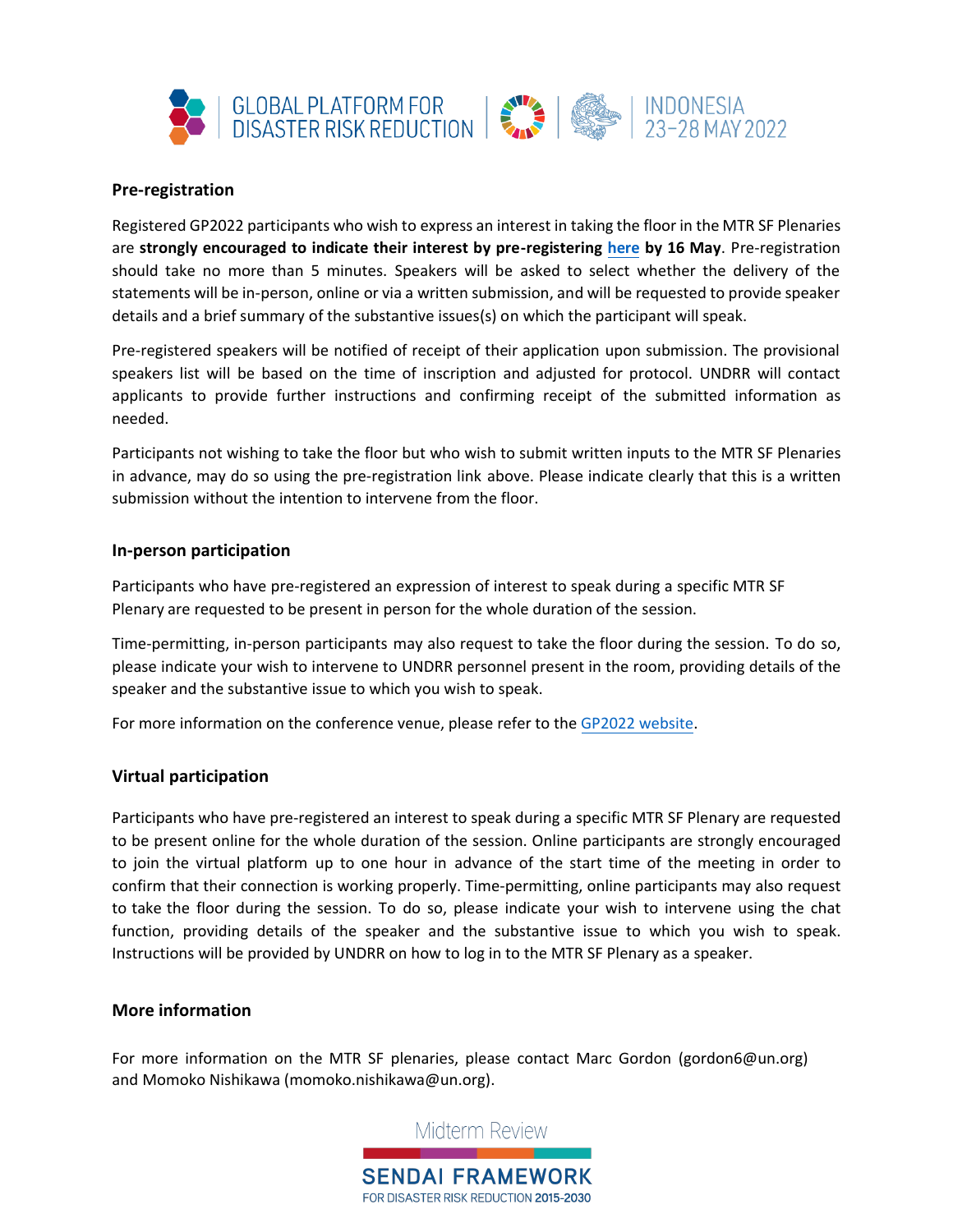## Pre-registration

Registered GP2022 participants who wish to express an interest in taking the floor in the MTR SF Plenaries are **strongly encouraged to indicate their interest by pre-registering here by 16 May**. Pre-registration should take no more than 5 minutes. Speakers will be asked to select whether the delivery of the statements will be in-person, online or via a written submission, and will be requested to provide speaker details and a brief summary of the substantive issues(s) on which the participant will speak.

Pre-registered speakers will be notified of receipt of their application upon submission. The provisional speakers list will be based on the time of inscription and adjusted for protocol. UNDRR will contact applicants to provide further instructions and confirming receipt of the submitted information as needed.

Participants not wishing to take the floor but who wish to submit written inputs to the MTR SF Plenaries in advance, may do so using the pre-registration link above. Please indicate clearly that this is a written submission without the intention to intervene from the floor.

## In-person participation

Participants who have pre-registered an expression of interest to speak during a specific MTR SF Plenary are requested to be present in person for the whole duration of the session.

Time-permitting, in-person participants may also request to take the floor during the session. To do so, please indicate your wish to intervene to UNDRR personnel present in the room, providing details of the speaker and the substantive issue to which you wish to speak.

For more information on the conference venue, please refer to the GP2022 website.

## Virtual participation

Participants who have pre-registered an interest to speak during a specific MTR SF Plenary are requested to be present online for the whole duration of the session. Online participants are strongly encouraged to join the virtual platform up to one hour in advance of the start time of the meeting in order to confirm that their connection is working properly. Time-permitting, online participants may also request to take the floor during the session. To do so, please indicate your wish to intervene using the chat function, providing details of the speaker and the substantive issue to which you wish to speak. Instructions will be provided by UNDRR on how to log in to the MTR SF Plenary as a speaker.

## More information

For more information on the MTR SF plenaries, please contact Marc Gordon (gordon6@un.org) and Momoko Nishikawa (momoko.nishikawa@un.org).